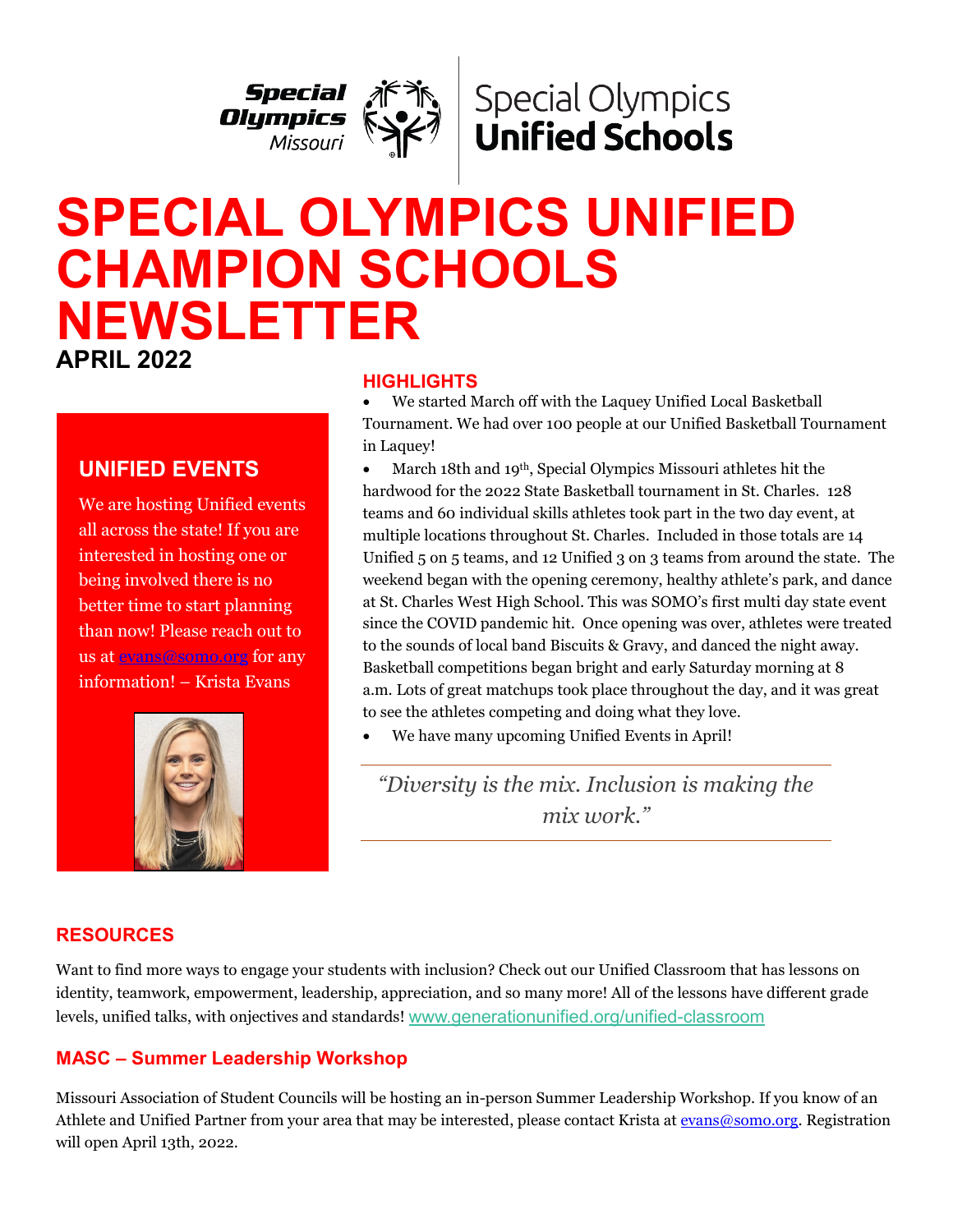# SPECIAL OLYMPICS UNIFIED CHAMPION SCHOOLS NEWSLETTER

**APRIL 2022**

## UNIFIED EVENTS

We are hosting Unified events all across the state! If you are interested in hosting one or being involved there is no better time to start planning than now! Please reach out to us at evans@somo.org for any information! – Krista Evans

## HIGHLIGHTS

- We started March off with the Laquey Unified Local Basketball Tournament. We had over 100 people at our Unified Basketball Tournament in Laquey!
- March 18th and 19th, Special Olympics Missouri athletes hit the hardwood for the 2022 State Basketball tournament in St. Charles. 128 teams and 60 individual skills athletes took part in the two day event, at multiple locations throughout St. Charles. Included in those totals are 14 Unified 5 on 5 teams, and 12 Unified 3 on 3 teams from around the state. The weekend began with the opening ceremony, healthy athlete's park, and dance at St. Charles West High School. This was SOMO's first multi day state event since the COVID pandemic hit. Once opening was over, athletes were treated to the sounds of local band Biscuits & Gravy, and danced the night away. Basketball competitions began bright and early Saturday morning at 8 a.m. Lots of great matchups took place throughout the day, and it was great to see the athletes competing and doing what they love.
- We have many upcoming Unified Events in April!

> *"Diversity is the mix. Inclusion is making the mix work."*

## RESOURCES

Want to find more ways to engage your students with inclusion? Check out our Unified Classroom that has lessons on identity, teamwork, empowerment, leadership, appreciation, and so many more! All of the lessons have different grade levels, unified talks, with onjectives and standards! www.generationunified.org/unified-classroom

## MASC – Summer Leadership Workshop

Missouri Association of Student Councils will be hosting an in-person Summer Leadership Workshop. If you know of an Athlete and Unified Partner from your area that may be interested, please contact Krista at evans@somo.org. Registration will open April 13th, 2022.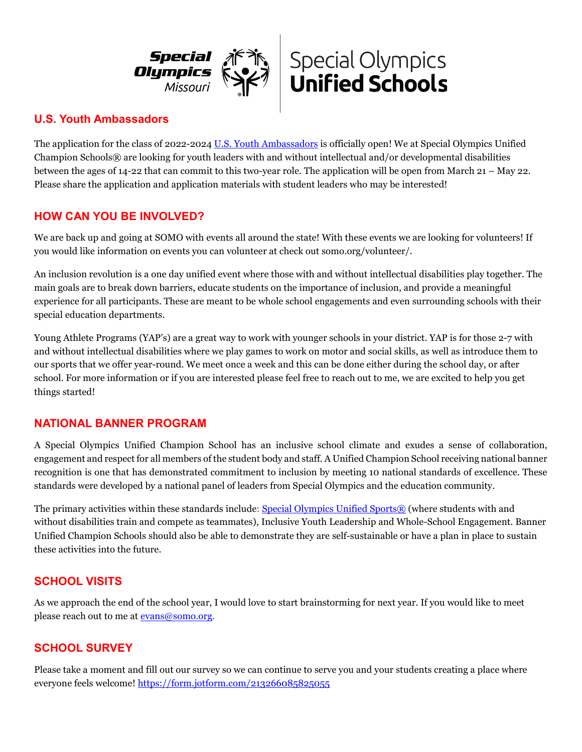## U.S. Youth Ambassadors

The application for the class of 2022-2024 [U.S. Youth Ambassadors](#) is officially open! We at Special Olympics Unified Champion Schools® are looking for youth leaders with and without intellectual and/or developmental disabilities between the ages of 14-22 that can commit to this two-year role. The application will be open from March 21 – May 22. Please share the application and application materials with student leaders who may be interested!

## HOW CAN YOU BE INVOLVED?

We are back up and going at SOMO with events all around the state! With these events we are looking for volunteers! If you would like information on events you can volunteer at check out somo.org/volunteer/.

An inclusion revolution is a one day unified event where those with and without intellectual disabilities play together. The main goals are to break down barriers, educate students on the importance of inclusion, and provide a meaningful experience for all participants. These are meant to be whole school engagements and even surrounding schools with their special education departments.

Young Athlete Programs (YAP's) are a great way to work with younger schools in your district. YAP is for those 2-7 with and without intellectual disabilities where we play games to work on motor and social skills, as well as introduce them to our sports that we offer year-round. We meet once a week and this can be done either during the school day, or after school. For more information or if you are interested please feel free to reach out to me, we are excited to help you get things started!

## NATIONAL BANNER PROGRAM

A Special Olympics Unified Champion School has an inclusive school climate and exudes a sense of collaboration, engagement and respect for all members of the student body and staff. A Unified Champion School receiving national banner recognition is one that has demonstrated commitment to inclusion by meeting 10 national standards of excellence. These standards were developed by a national panel of leaders from Special Olympics and the education community.

The primary activities within these standards include: [Special Olympics Unified Sports®](#) (where students with and without disabilities train and compete as teammates), Inclusive Youth Leadership and Whole-School Engagement. Banner Unified Champion Schools should also be able to demonstrate they are self-sustainable or have a plan in place to sustain these activities into the future.

## SCHOOL VISITS

As we approach the end of the school year, I would love to start brainstorming for next year. If you would like to meet please reach out to me at [evans@somo.org](mailto:evans@somo.org).

## SCHOOL SURVEY

Please take a moment and fill out our survey so we can continue to serve you and your students creating a place where everyone feels welcome! [https://form.jotform.com/213266085825055](https://form.jotform.com/213266085825055)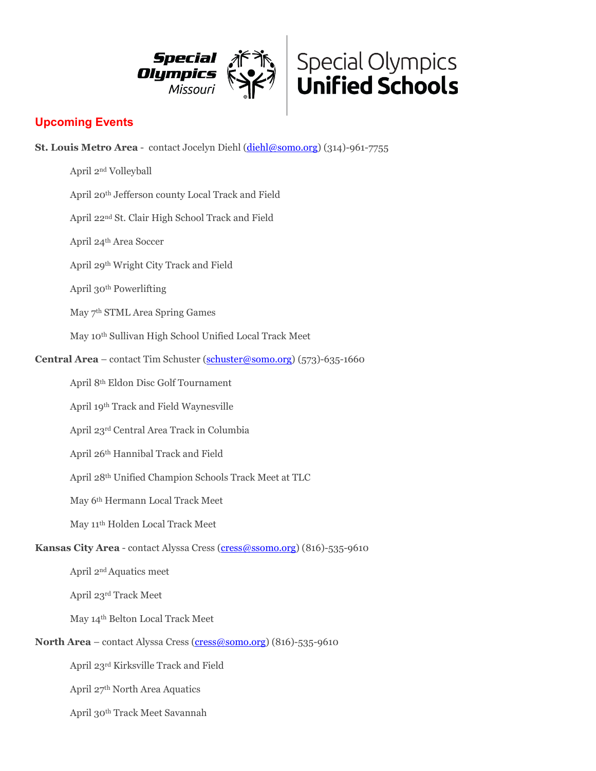## Upcoming Events

**St. Louis Metro Area** - contact Jocelyn Diehl (diehl@somo.org) (314)-961-7755

- April 2nd Volleyball
- April 20th Jefferson county Local Track and Field
- April 22nd St. Clair High School Track and Field
- April 24th Area Soccer
- April 29th Wright City Track and Field
- April 30th Powerlifting
- May 7th STML Area Spring Games
- May 10th Sullivan High School Unified Local Track Meet

**Central Area** – contact Tim Schuster (schuster@somo.org) (573)-635-1660

- April 8th Eldon Disc Golf Tournament
- April 19th Track and Field Waynesville
- April 23rd Central Area Track in Columbia
- April 26th Hannibal Track and Field
- April 28th Unified Champion Schools Track Meet at TLC
- May 6th Hermann Local Track Meet
- May 11th Holden Local Track Meet

**Kansas City Area** - contact Alyssa Cress (cress@ssomo.org) (816)-535-9610

- April 2nd Aquatics meet
- April 23rd Track Meet
- May 14th Belton Local Track Meet

**North Area** – contact Alyssa Cress (cress@somo.org) (816)-535-9610

- April 23rd Kirksville Track and Field
- April 27th North Area Aquatics
- April 30th Track Meet Savannah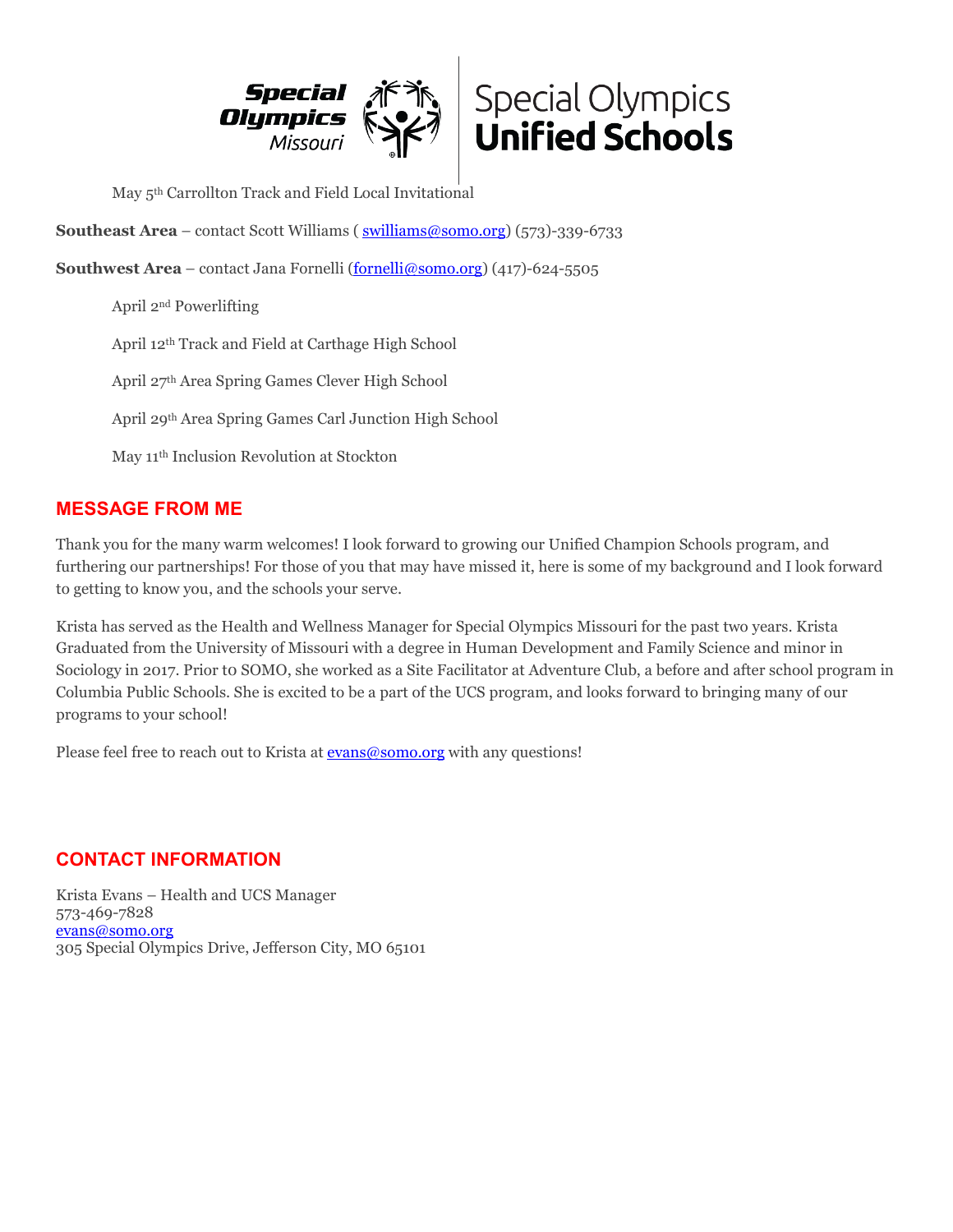May 5th Carrollton Track and Field Local Invitational

**Southeast Area** – contact Scott Williams ( swilliams@somo.org) (573)-339-6733

**Southwest Area** – contact Jana Fornelli (fornelli@somo.org) (417)-624-5505

April 2nd Powerlifting

April 12th Track and Field at Carthage High School

April 27th Area Spring Games Clever High School

April 29th Area Spring Games Carl Junction High School

May 11th Inclusion Revolution at Stockton

## MESSAGE FROM ME

Thank you for the many warm welcomes! I look forward to growing our Unified Champion Schools program, and furthering our partnerships! For those of you that may have missed it, here is some of my background and I look forward to getting to know you, and the schools your serve.

Krista has served as the Health and Wellness Manager for Special Olympics Missouri for the past two years. Krista Graduated from the University of Missouri with a degree in Human Development and Family Science and minor in Sociology in 2017. Prior to SOMO, she worked as a Site Facilitator at Adventure Club, a before and after school program in Columbia Public Schools. She is excited to be a part of the UCS program, and looks forward to bringing many of our programs to your school!

Please feel free to reach out to Krista at evans@somo.org with any questions!

## CONTACT INFORMATION

Krista Evans – Health and UCS Manager
573-469-7828
evans@somo.org
305 Special Olympics Drive, Jefferson City, MO 65101